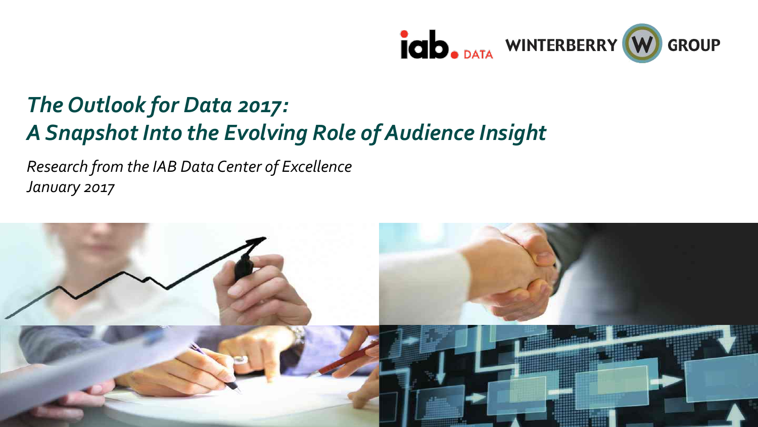# *The Outlook for Data 2017: A Snapshot Into the Evolving Role of Audience Insight*

*Research from the IAB Data Center of Excellence*
*January 2017*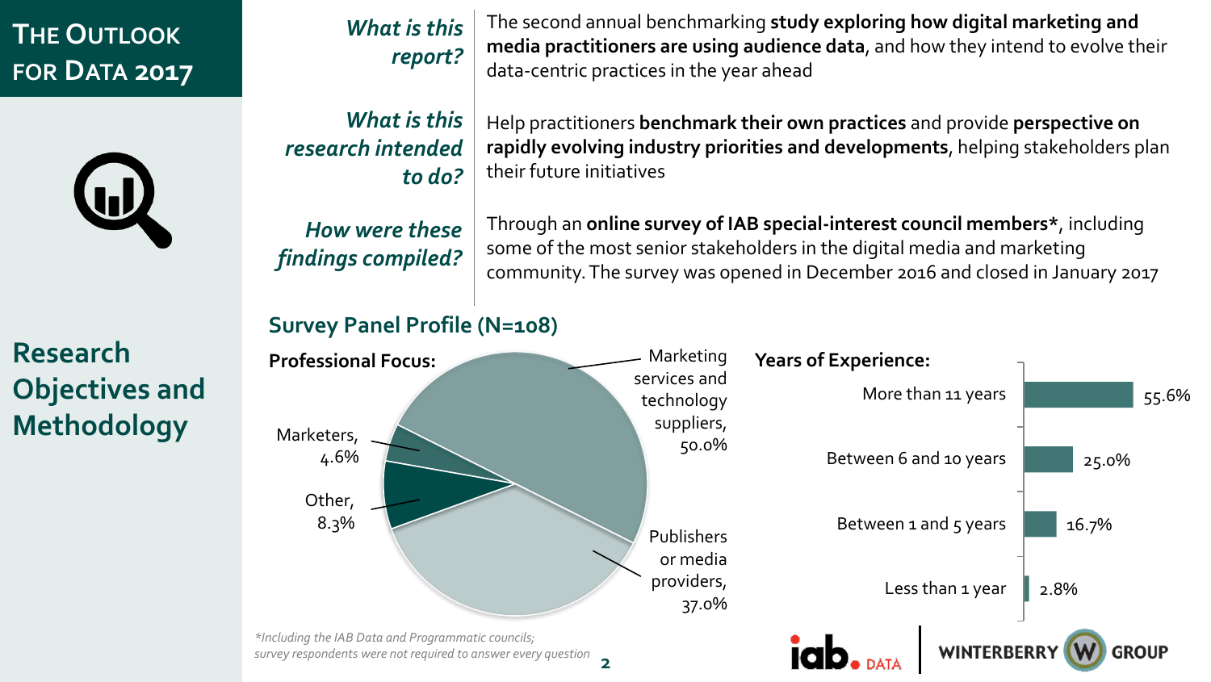# The Outlook for Data 2017

## Research Objectives and Methodology

***What is this report?***

The second annual benchmarking **study exploring how digital marketing and media practitioners are using audience data**, and how they intend to evolve their data-centric practices in the year ahead

***What is this research intended to do?***

Help practitioners **benchmark their own practices** and provide **perspective on rapidly evolving industry priorities and developments**, helping stakeholders plan their future initiatives

***How were these findings compiled?***

Through an **online survey of IAB special-interest council members***, including some of the most senior stakeholders in the digital media and marketing community. The survey was opened in December 2016 and closed in January 2017

### Survey Panel Profile (N=108)

**Professional Focus:**

| Professional Focus | Share |
|---|---|
| Marketing services and technology suppliers | 50.0% |
| Publishers or media providers | 37.0% |
| Other | 8.3% |
| Marketers | 4.6% |

**Years of Experience:**

| Years of Experience | Share |
|---|---|
| More than 11 years | 55.6% |
| Between 6 and 10 years | 25.0% |
| Between 1 and 5 years | 16.7% |
| Less than 1 year | 2.8% |

*Including the IAB Data and Programmatic councils; survey respondents were not required to answer every question

iab. DATA | WINTERBERRY GROUP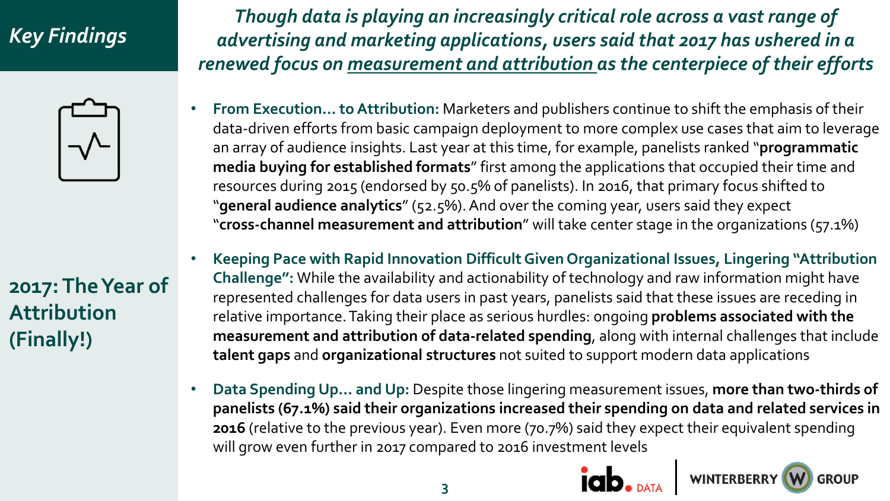## Key Findings

***Though data is playing an increasingly critical role across a vast range of advertising and marketing applications, users said that 2017 has ushered in a renewed focus on measurement and attribution as the centerpiece of their efforts***

### 2017: The Year of Attribution (Finally!)

- **From Execution… to Attribution:** Marketers and publishers continue to shift the emphasis of their data-driven efforts from basic campaign deployment to more complex use cases that aim to leverage an array of audience insights. Last year at this time, for example, panelists ranked "**programmatic media buying for established formats**" first among the applications that occupied their time and resources during 2015 (endorsed by 50.5% of panelists). In 2016, that primary focus shifted to "**general audience analytics**" (52.5%). And over the coming year, users said they expect "**cross-channel measurement and attribution**" will take center stage in the organizations (57.1%)

- **Keeping Pace with Rapid Innovation Difficult Given Organizational Issues, Lingering "Attribution Challenge":** While the availability and actionability of technology and raw information might have represented challenges for data users in past years, panelists said that these issues are receding in relative importance. Taking their place as serious hurdles: ongoing **problems associated with the measurement and attribution of data-related spending**, along with internal challenges that include **talent gaps** and **organizational structures** not suited to support modern data applications

- **Data Spending Up… and Up:** Despite those lingering measurement issues, **more than two-thirds of panelists (67.1%) said their organizations increased their spending on data and related services in 2016** (relative to the previous year). Even more (70.7%) said they expect their equivalent spending will grow even further in 2017 compared to 2016 investment levels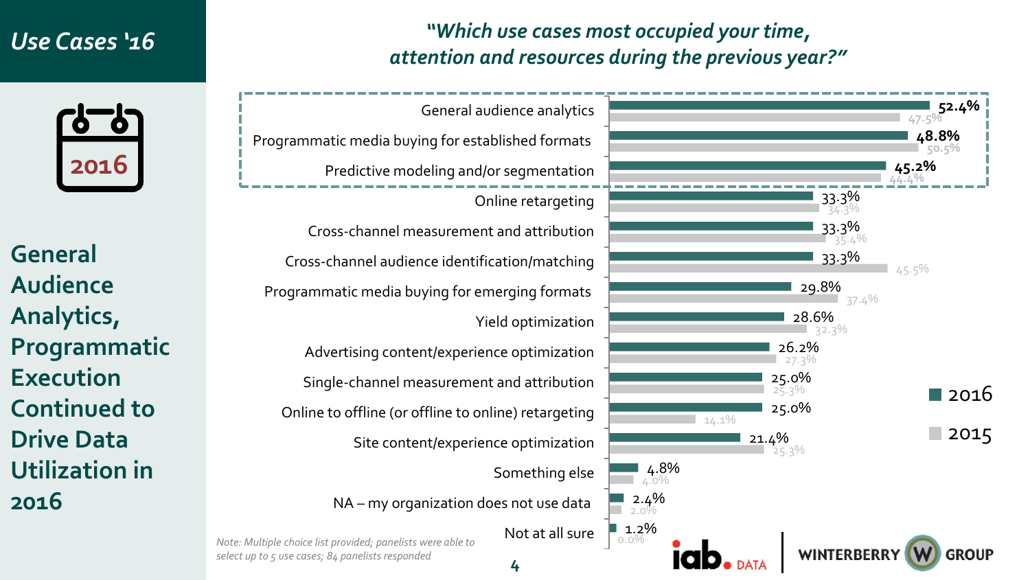## Use Cases '16

2016

**General Audience Analytics, Programmatic Execution Continued to Drive Data Utilization in 2016**

### *"Which use cases most occupied your time, attention and resources during the previous year?"*

| Use case | 2016 | 2015 |
|---|---|---|
| General audience analytics | 52.4% | 47.5% |
| Programmatic media buying for established formats | 48.8% | 50.5% |
| Predictive modeling and/or segmentation | 45.2% | 44.4% |
| Online retargeting | 33.3% | 34.3% |
| Cross-channel measurement and attribution | 33.3% | 35.4% |
| Cross-channel audience identification/matching | 33.3% | 45.5% |
| Programmatic media buying for emerging formats | 29.8% | 37.4% |
| Yield optimization | 28.6% | 32.3% |
| Advertising content/experience optimization | 26.2% | 27.3% |
| Single-channel measurement and attribution | 25.0% | 25.3% |
| Online to offline (or offline to online) retargeting | 25.0% | 14.1% |
| Site content/experience optimization | 21.4% | 25.3% |
| Something else | 4.8% | 4.0% |
| NA – my organization does not use data | 2.4% | 2.0% |
| Not at all sure | 1.2% | 0.0% |

*Note: Multiple choice list provided; panelists were able to select up to 5 use cases; 84 panelists responded*

iab. DATA | WINTERBERRY GROUP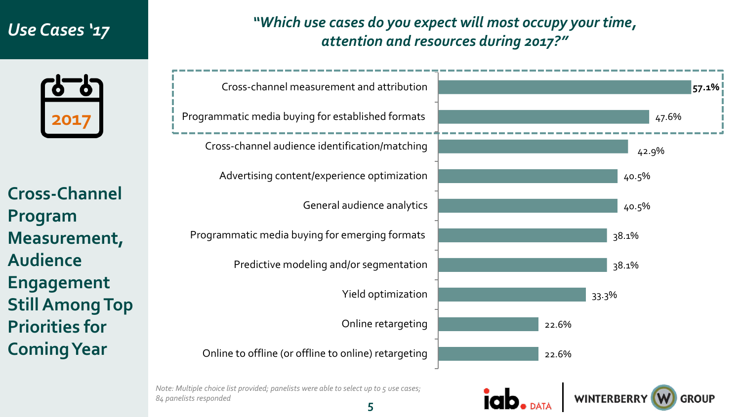## Use Cases '17

2017

**Cross-Channel Program Measurement, Audience Engagement Still Among Top Priorities for Coming Year**

### *"Which use cases do you expect will most occupy your time, attention and resources during 2017?"*

| Use case | % |
|---|---|
| Cross-channel measurement and attribution | **57.1%** |
| Programmatic media buying for established formats | 47.6% |
| Cross-channel audience identification/matching | 42.9% |
| Advertising content/experience optimization | 40.5% |
| General audience analytics | 40.5% |
| Programmatic media buying for emerging formats | 38.1% |
| Predictive modeling and/or segmentation | 38.1% |
| Yield optimization | 33.3% |
| Online retargeting | 22.6% |
| Online to offline (or offline to online) retargeting | 22.6% |

*Note: Multiple choice list provided; panelists were able to select up to 5 use cases; 84 panelists responded*

iab. DATA | WINTERBERRY GROUP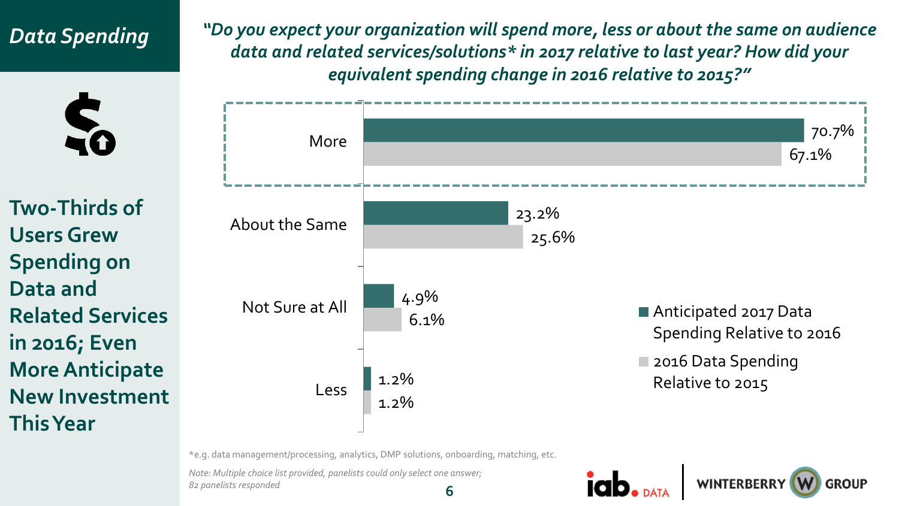## Data Spending

**Two-Thirds of Users Grew Spending on Data and Related Services in 2016; Even More Anticipate New Investment This Year**

*"Do you expect your organization will spend more, less or about the same on audience data and related services/solutions* in 2017 relative to last year? How did your equivalent spending change in 2016 relative to 2015?"*

| | Anticipated 2017 Data Spending Relative to 2016 | 2016 Data Spending Relative to 2015 |
|---|---|---|
| More | 70.7% | 67.1% |
| About the Same | 23.2% | 25.6% |
| Not Sure at All | 4.9% | 6.1% |
| Less | 1.2% | 1.2% |

*e.g. data management/processing, analytics, DMP solutions, onboarding, matching, etc.

*Note: Multiple choice list provided, panelists could only select one answer; 82 panelists responded*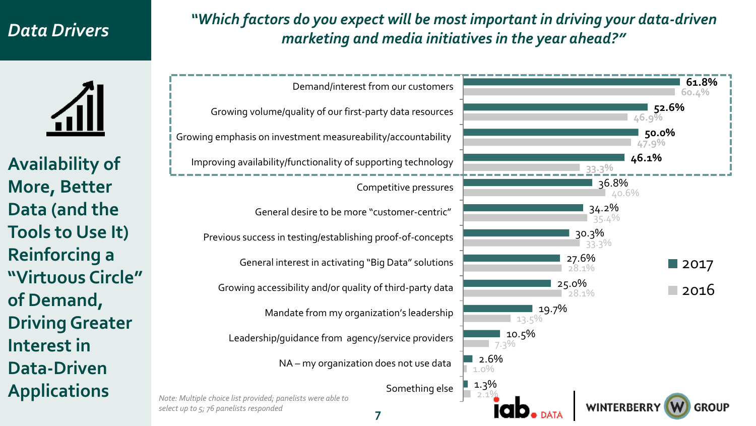## Data Drivers

**Availability of More, Better Data (and the Tools to Use It) Reinforcing a "Virtuous Circle" of Demand, Driving Greater Interest in Data-Driven Applications**

### *"Which factors do you expect will be most important in driving your data-driven marketing and media initiatives in the year ahead?"*

| Factor | 2017 | 2016 |
|---|---|---|
| Demand/interest from our customers | 61.8% | 60.4% |
| Growing volume/quality of our first-party data resources | 52.6% | 46.9% |
| Growing emphasis on investment measureability/accountability | 50.0% | 47.9% |
| Improving availability/functionality of supporting technology | 46.1% | 33.3% |
| Competitive pressures | 36.8% | 40.6% |
| General desire to be more "customer-centric" | 34.2% | 35.4% |
| Previous success in testing/establishing proof-of-concepts | 30.3% | 33.3% |
| General interest in activating "Big Data" solutions | 27.6% | 28.1% |
| Growing accessibility and/or quality of third-party data | 25.0% | 28.1% |
| Mandate from my organization's leadership | 19.7% | 13.5% |
| Leadership/guidance from agency/service providers | 10.5% | 7.3% |
| NA – my organization does not use data | 2.6% | 1.0% |
| Something else | 1.3% | 2.1% |

*Note: Multiple choice list provided; panelists were able to select up to 5; 76 panelists responded*

iab. DATA | WINTERBERRY GROUP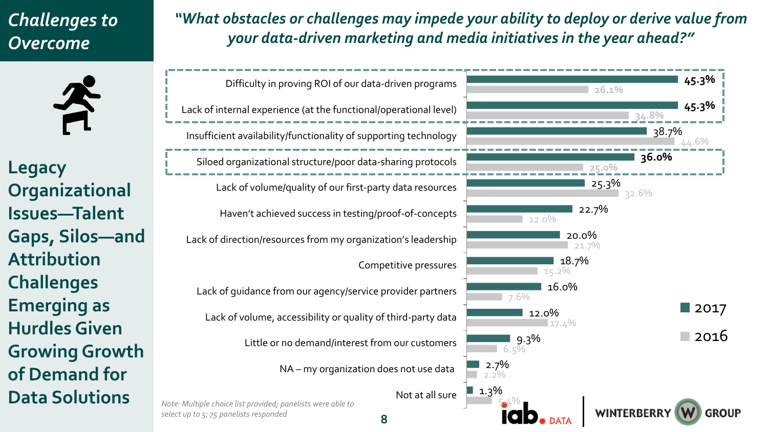# Challenges to Overcome

## Legacy Organizational Issues—Talent Gaps, Silos—and Attribution Challenges Emerging as Hurdles Given Growing Growth of Demand for Data Solutions

***"What obstacles or challenges may impede your ability to deploy or derive value from your data-driven marketing and media initiatives in the year ahead?"***

| Obstacle / Challenge | 2017 | 2016 |
| --- | --- | --- |
| Difficulty in proving ROI of our data-driven programs | 45.3% | 26.1% |
| Lack of internal experience (at the functional/operational level) | 45.3% | 34.8% |
| Insufficient availability/functionality of supporting technology | 38.7% | 44.6% |
| Siloed organizational structure/poor data-sharing protocols | 36.0% | 25.0% |
| Lack of volume/quality of our first-party data resources | 25.3% | 32.6% |
| Haven't achieved success in testing/proof-of-concepts | 22.7% | 12.0% |
| Lack of direction/resources from my organization's leadership | 20.0% | 21.7% |
| Competitive pressures | 18.7% | 15.2% |
| Lack of guidance from our agency/service provider partners | 16.0% | 7.6% |
| Lack of volume, accessibility or quality of third-party data | 12.0% | 17.4% |
| Little or no demand/interest from our customers | 9.3% | 6.5% |
| NA – my organization does not use data | 2.7% | 2.2% |
| Not at all sure | 1.3% | 5.4% |

*Note: Multiple choice list provided; panelists were able to select up to 5; 75 panelists responded*

iab. DATA | WINTERBERRY GROUP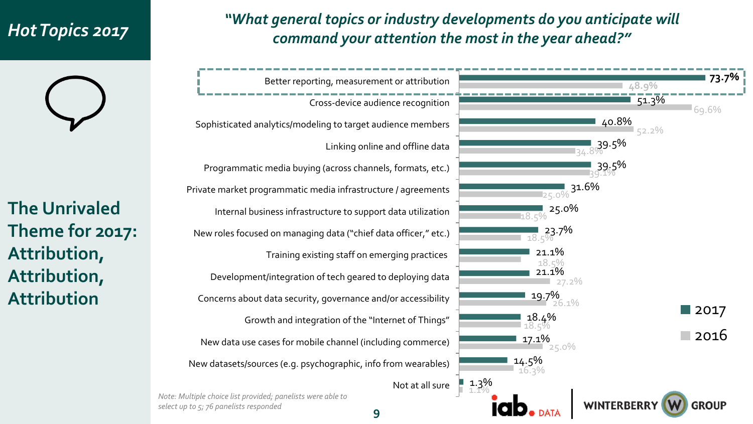# Hot Topics 2017

## The Unrivaled Theme for 2017: Attribution, Attribution, Attribution

### *"What general topics or industry developments do you anticipate will command your attention the most in the year ahead?"*

| Topic | 2017 | 2016 |
| --- | --- | --- |
| Better reporting, measurement or attribution | 73.7% | 48.9% |
| Cross-device audience recognition | 51.3% | 69.6% |
| Sophisticated analytics/modeling to target audience members | 40.8% | 52.2% |
| Linking online and offline data | 39.5% | 34.8% |
| Programmatic media buying (across channels, formats, etc.) | 39.5% | 39.1% |
| Private market programmatic media infrastructure / agreements | 31.6% | 25.0% |
| Internal business infrastructure to support data utilization | 25.0% | 18.5% |
| New roles focused on managing data ("chief data officer," etc.) | 23.7% | 18.5% |
| Training existing staff on emerging practices | 21.1% | 18.5% |
| Development/integration of tech geared to deploying data | 21.1% | 27.2% |
| Concerns about data security, governance and/or accessibility | 19.7% | 26.1% |
| Growth and integration of the "Internet of Things" | 18.4% | 18.5% |
| New data use cases for mobile channel (including commerce) | 17.1% | 25.0% |
| New datasets/sources (e.g. psychographic, info from wearables) | 14.5% | 16.3% |
| Not at all sure | 1.3% | 1.1% |

*Note: Multiple choice list provided; panelists were able to select up to 5; 76 panelists responded*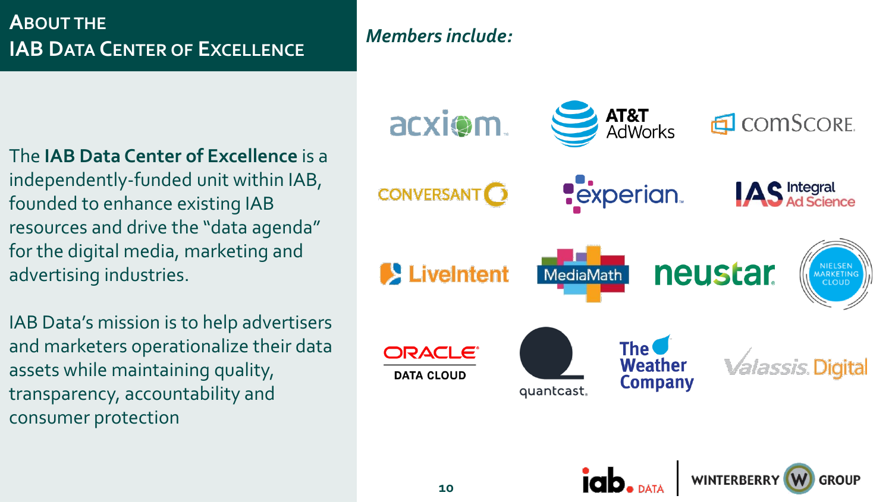# About the IAB Data Center of Excellence

The **IAB Data Center of Excellence** is a independently-funded unit within IAB, founded to enhance existing IAB resources and drive the "data agenda" for the digital media, marketing and advertising industries.

IAB Data's mission is to help advertisers and marketers operationalize their data assets while maintaining quality, transparency, accountability and consumer protection

***Members include:***

- acxiom
- AT&T AdWorks
- comScore
- Conversant
- experian
- IAS Integral Ad Science
- LiveIntent
- MediaMath
- neustar
- Nielsen Marketing Cloud
- Oracle Data Cloud
- quantcast
- The Weather Company
- Valassis Digital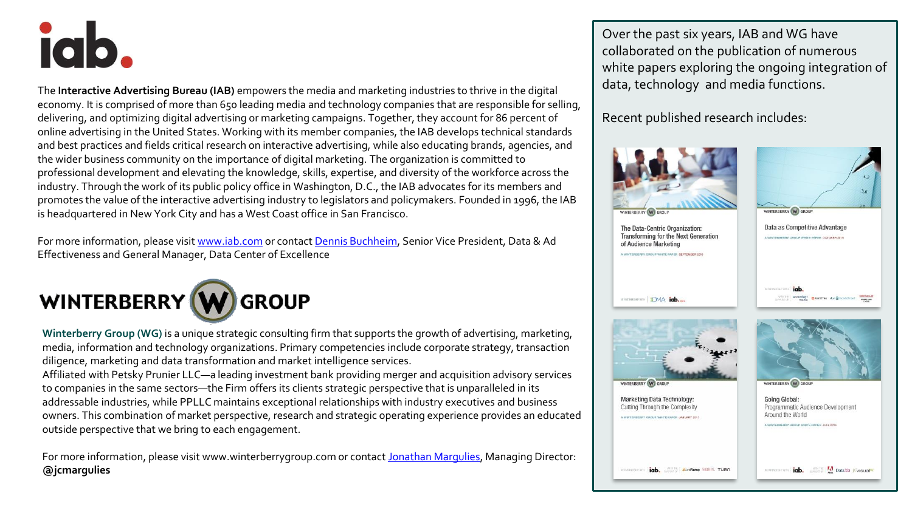# iab.

The **Interactive Advertising Bureau (IAB)** empowers the media and marketing industries to thrive in the digital economy. It is comprised of more than 650 leading media and technology companies that are responsible for selling, delivering, and optimizing digital advertising or marketing campaigns. Together, they account for 86 percent of online advertising in the United States. Working with its member companies, the IAB develops technical standards and best practices and fields critical research on interactive advertising, while also educating brands, agencies, and the wider business community on the importance of digital marketing. The organization is committed to professional development and elevating the knowledge, skills, expertise, and diversity of the workforce across the industry. Through the work of its public policy office in Washington, D.C., the IAB advocates for its members and promotes the value of the interactive advertising industry to legislators and policymakers. Founded in 1996, the IAB is headquartered in New York City and has a West Coast office in San Francisco.

For more information, please visit www.iab.com or contact Dennis Buchheim, Senior Vice President, Data & Ad Effectiveness and General Manager, Data Center of Excellence

# WINTERBERRY GROUP

**Winterberry Group (WG)** is a unique strategic consulting firm that supports the growth of advertising, marketing, media, information and technology organizations. Primary competencies include corporate strategy, transaction diligence, marketing and data transformation and market intelligence services.

Affiliated with Petsky Prunier LLC—a leading investment bank providing merger and acquisition advisory services to companies in the same sectors—the Firm offers its clients strategic perspective that is unparalleled in its addressable industries, while PPLLC maintains exceptional relationships with industry executives and business owners. This combination of market perspective, research and strategic operating experience provides an educated outside perspective that we bring to each engagement.

For more information, please visit www.winterberrygroup.com or contact Jonathan Margulies, Managing Director: **@jcmargulies**

Over the past six years, IAB and WG have collaborated on the publication of numerous white papers exploring the ongoing integration of data, technology and media functions.

Recent published research includes:

- The Data-Centric Organization: Transforming for the Next Generation of Audience Marketing
- Data as Competitive Advantage
- Marketing Data Technology: Cutting Through the Complexity
- Going Global: Programmatic Audience Development Around the World